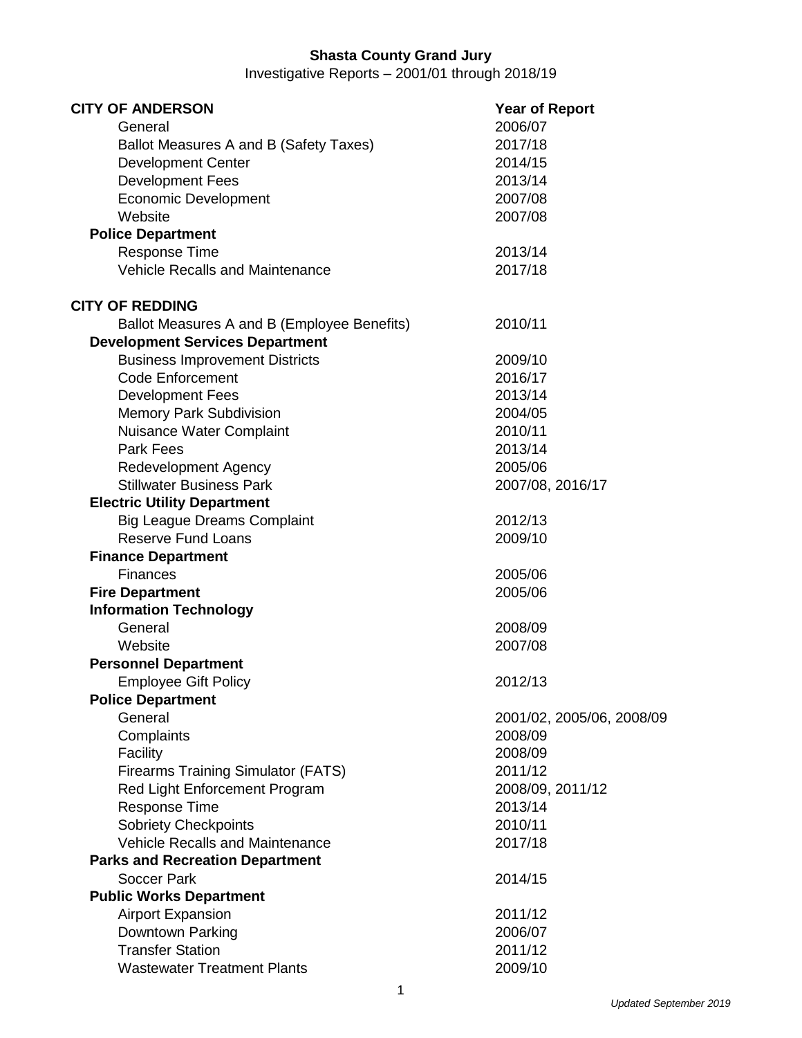# Shasta County Grand Jury

Investigative Reports – 2001/01 through 2018/19

| CITY OF ANDERSON | Year of Report |
|---|---|
| General | 2006/07 |
| Ballot Measures A and B (Safety Taxes) | 2017/18 |
| Development Center | 2014/15 |
| Development Fees | 2013/14 |
| Economic Development | 2007/08 |
| Website | 2007/08 |
| **Police Department** | |
| Response Time | 2013/14 |
| Vehicle Recalls and Maintenance | 2017/18 |
| | |
| **CITY OF REDDING** | |
| Ballot Measures A and B (Employee Benefits) | 2010/11 |
| **Development Services Department** | |
| Business Improvement Districts | 2009/10 |
| Code Enforcement | 2016/17 |
| Development Fees | 2013/14 |
| Memory Park Subdivision | 2004/05 |
| Nuisance Water Complaint | 2010/11 |
| Park Fees | 2013/14 |
| Redevelopment Agency | 2005/06 |
| Stillwater Business Park | 2007/08, 2016/17 |
| **Electric Utility Department** | |
| Big League Dreams Complaint | 2012/13 |
| Reserve Fund Loans | 2009/10 |
| **Finance Department** | |
| Finances | 2005/06 |
| **Fire Department** | 2005/06 |
| **Information Technology** | |
| General | 2008/09 |
| Website | 2007/08 |
| **Personnel Department** | |
| Employee Gift Policy | 2012/13 |
| **Police Department** | |
| General | 2001/02, 2005/06, 2008/09 |
| Complaints | 2008/09 |
| Facility | 2008/09 |
| Firearms Training Simulator (FATS) | 2011/12 |
| Red Light Enforcement Program | 2008/09, 2011/12 |
| Response Time | 2013/14 |
| Sobriety Checkpoints | 2010/11 |
| Vehicle Recalls and Maintenance | 2017/18 |
| **Parks and Recreation Department** | |
| Soccer Park | 2014/15 |
| **Public Works Department** | |
| Airport Expansion | 2011/12 |
| Downtown Parking | 2006/07 |
| Transfer Station | 2011/12 |
| Wastewater Treatment Plants | 2009/10 |

*Updated September 2019*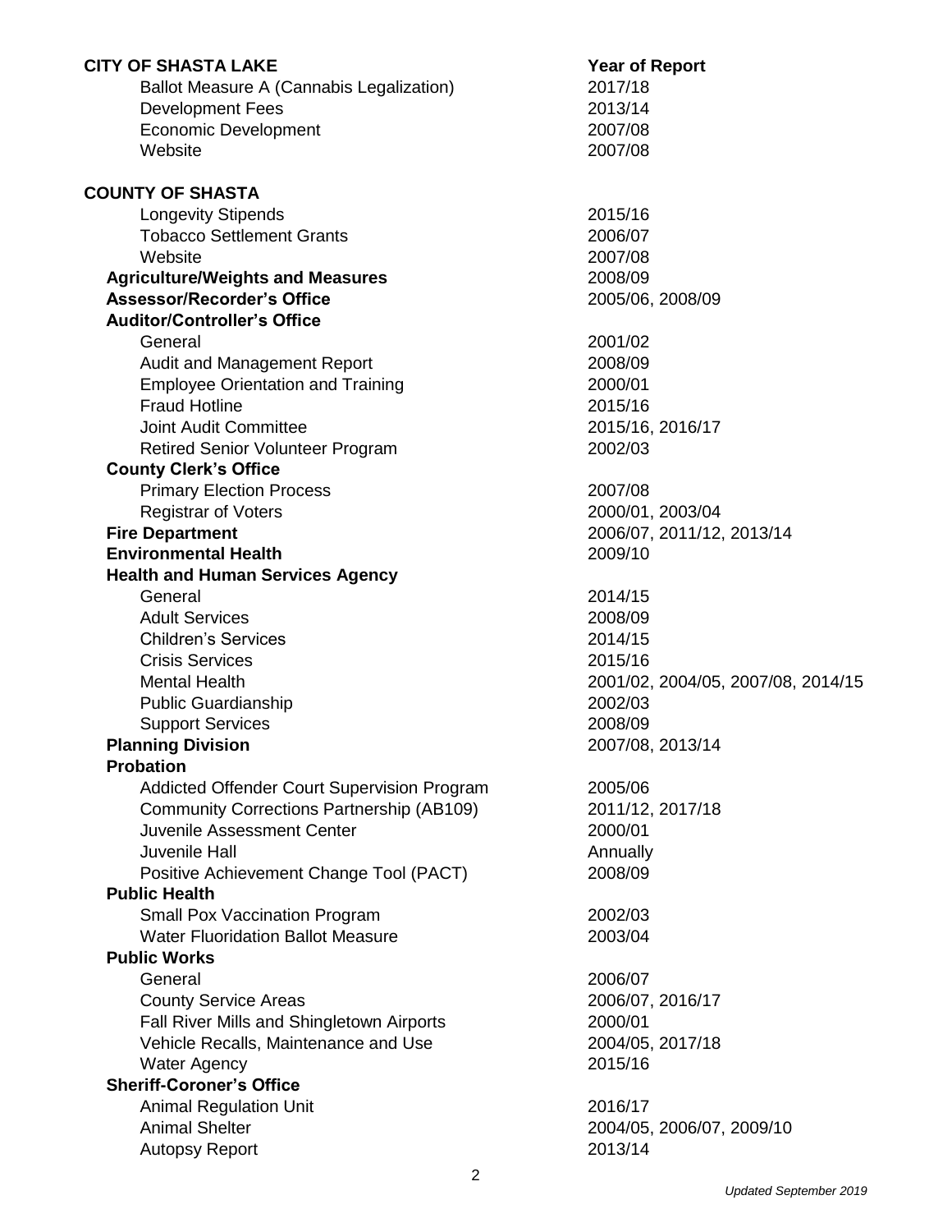| **CITY OF SHASTA LAKE** | **Year of Report** |
|---|---|
| Ballot Measure A (Cannabis Legalization) | 2017/18 |
| Development Fees | 2013/14 |
| Economic Development | 2007/08 |
| Website | 2007/08 |
| | |
| **COUNTY OF SHASTA** | |
| Longevity Stipends | 2015/16 |
| Tobacco Settlement Grants | 2006/07 |
| Website | 2007/08 |
| **Agriculture/Weights and Measures** | 2008/09 |
| **Assessor/Recorder's Office** | 2005/06, 2008/09 |
| **Auditor/Controller's Office** | |
| General | 2001/02 |
| Audit and Management Report | 2008/09 |
| Employee Orientation and Training | 2000/01 |
| Fraud Hotline | 2015/16 |
| Joint Audit Committee | 2015/16, 2016/17 |
| Retired Senior Volunteer Program | 2002/03 |
| **County Clerk's Office** | |
| Primary Election Process | 2007/08 |
| Registrar of Voters | 2000/01, 2003/04 |
| **Fire Department** | 2006/07, 2011/12, 2013/14 |
| **Environmental Health** | 2009/10 |
| **Health and Human Services Agency** | |
| General | 2014/15 |
| Adult Services | 2008/09 |
| Children's Services | 2014/15 |
| Crisis Services | 2015/16 |
| Mental Health | 2001/02, 2004/05, 2007/08, 2014/15 |
| Public Guardianship | 2002/03 |
| Support Services | 2008/09 |
| **Planning Division** | 2007/08, 2013/14 |
| **Probation** | |
| Addicted Offender Court Supervision Program | 2005/06 |
| Community Corrections Partnership (AB109) | 2011/12, 2017/18 |
| Juvenile Assessment Center | 2000/01 |
| Juvenile Hall | Annually |
| Positive Achievement Change Tool (PACT) | 2008/09 |
| **Public Health** | |
| Small Pox Vaccination Program | 2002/03 |
| Water Fluoridation Ballot Measure | 2003/04 |
| **Public Works** | |
| General | 2006/07 |
| County Service Areas | 2006/07, 2016/17 |
| Fall River Mills and Shingletown Airports | 2000/01 |
| Vehicle Recalls, Maintenance and Use | 2004/05, 2017/18 |
| Water Agency | 2015/16 |
| **Sheriff-Coroner's Office** | |
| Animal Regulation Unit | 2016/17 |
| Animal Shelter | 2004/05, 2006/07, 2009/10 |
| Autopsy Report | 2013/14 |

*Updated September 2019*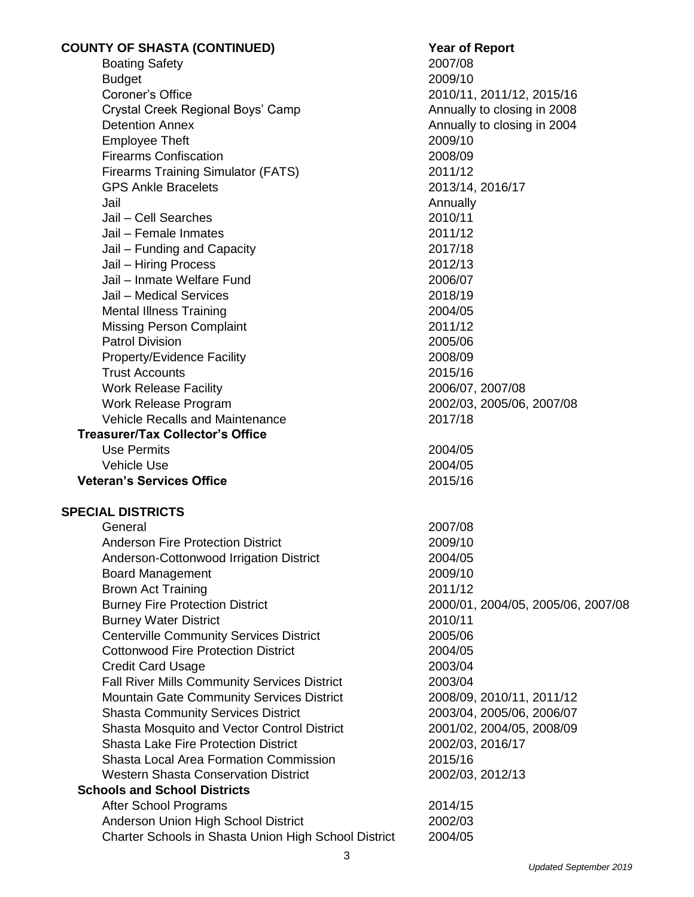| **COUNTY OF SHASTA (CONTINUED)** | **Year of Report** |
| --- | --- |
| Boating Safety | 2007/08 |
| Budget | 2009/10 |
| Coroner's Office | 2010/11, 2011/12, 2015/16 |
| Crystal Creek Regional Boys' Camp | Annually to closing in 2008 |
| Detention Annex | Annually to closing in 2004 |
| Employee Theft | 2009/10 |
| Firearms Confiscation | 2008/09 |
| Firearms Training Simulator (FATS) | 2011/12 |
| GPS Ankle Bracelets | 2013/14, 2016/17 |
| Jail | Annually |
| Jail – Cell Searches | 2010/11 |
| Jail – Female Inmates | 2011/12 |
| Jail – Funding and Capacity | 2017/18 |
| Jail – Hiring Process | 2012/13 |
| Jail – Inmate Welfare Fund | 2006/07 |
| Jail – Medical Services | 2018/19 |
| Mental Illness Training | 2004/05 |
| Missing Person Complaint | 2011/12 |
| Patrol Division | 2005/06 |
| Property/Evidence Facility | 2008/09 |
| Trust Accounts | 2015/16 |
| Work Release Facility | 2006/07, 2007/08 |
| Work Release Program | 2002/03, 2005/06, 2007/08 |
| Vehicle Recalls and Maintenance | 2017/18 |
| **Treasurer/Tax Collector's Office** | |
| Use Permits | 2004/05 |
| Vehicle Use | 2004/05 |
| **Veteran's Services Office** | 2015/16 |
| | |
| **SPECIAL DISTRICTS** | |
| General | 2007/08 |
| Anderson Fire Protection District | 2009/10 |
| Anderson-Cottonwood Irrigation District | 2004/05 |
| Board Management | 2009/10 |
| Brown Act Training | 2011/12 |
| Burney Fire Protection District | 2000/01, 2004/05, 2005/06, 2007/08 |
| Burney Water District | 2010/11 |
| Centerville Community Services District | 2005/06 |
| Cottonwood Fire Protection District | 2004/05 |
| Credit Card Usage | 2003/04 |
| Fall River Mills Community Services District | 2003/04 |
| Mountain Gate Community Services District | 2008/09, 2010/11, 2011/12 |
| Shasta Community Services District | 2003/04, 2005/06, 2006/07 |
| Shasta Mosquito and Vector Control District | 2001/02, 2004/05, 2008/09 |
| Shasta Lake Fire Protection District | 2002/03, 2016/17 |
| Shasta Local Area Formation Commission | 2015/16 |
| Western Shasta Conservation District | 2002/03, 2012/13 |
| **Schools and School Districts** | |
| After School Programs | 2014/15 |
| Anderson Union High School District | 2002/03 |
| Charter Schools in Shasta Union High School District | 2004/05 |

*Updated September 2019*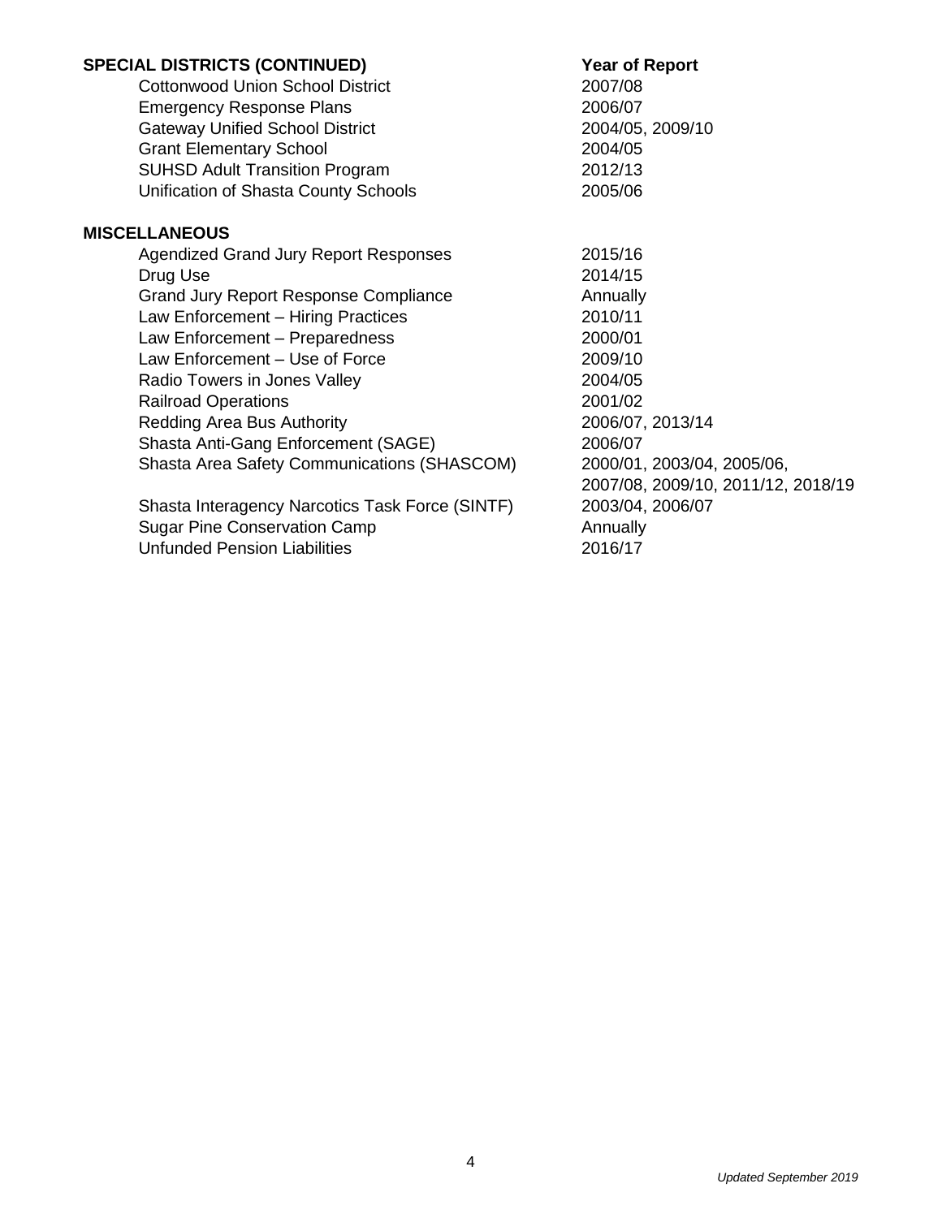| **SPECIAL DISTRICTS (CONTINUED)** | **Year of Report** |
|---|---|
| Cottonwood Union School District | 2007/08 |
| Emergency Response Plans | 2006/07 |
| Gateway Unified School District | 2004/05, 2009/10 |
| Grant Elementary School | 2004/05 |
| SUHSD Adult Transition Program | 2012/13 |
| Unification of Shasta County Schools | 2005/06 |

| **MISCELLANEOUS** | |
|---|---|
| Agendized Grand Jury Report Responses | 2015/16 |
| Drug Use | 2014/15 |
| Grand Jury Report Response Compliance | Annually |
| Law Enforcement – Hiring Practices | 2010/11 |
| Law Enforcement – Preparedness | 2000/01 |
| Law Enforcement – Use of Force | 2009/10 |
| Radio Towers in Jones Valley | 2004/05 |
| Railroad Operations | 2001/02 |
| Redding Area Bus Authority | 2006/07, 2013/14 |
| Shasta Anti-Gang Enforcement (SAGE) | 2006/07 |
| Shasta Area Safety Communications (SHASCOM) | 2000/01, 2003/04, 2005/06, 2007/08, 2009/10, 2011/12, 2018/19 |
| Shasta Interagency Narcotics Task Force (SINTF) | 2003/04, 2006/07 |
| Sugar Pine Conservation Camp | Annually |
| Unfunded Pension Liabilities | 2016/17 |

*Updated September 2019*